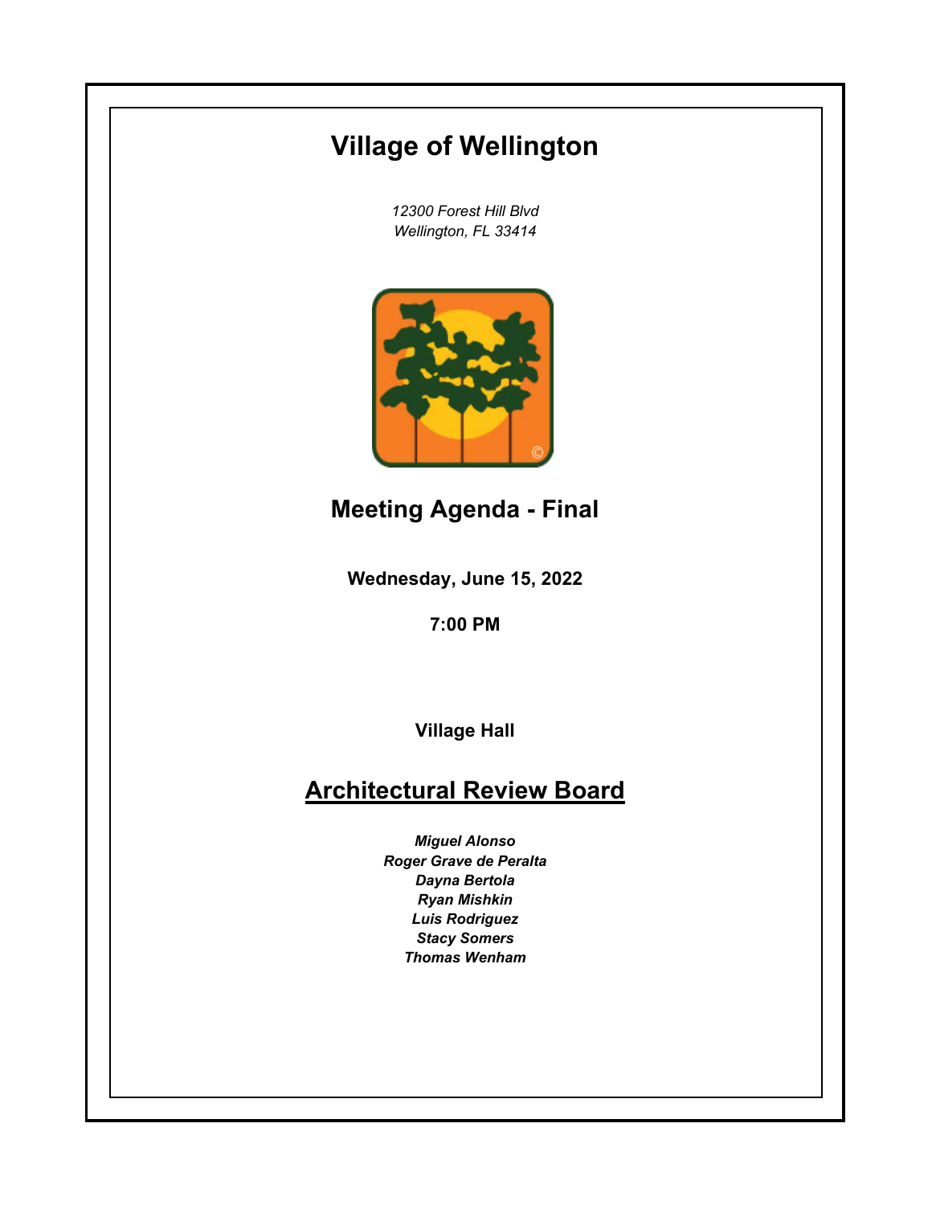# Village of Wellington

*12300 Forest Hill Blvd*
*Wellington, FL 33414*

## Meeting Agenda - Final

**Wednesday, June 15, 2022**

**7:00 PM**

**Village Hall**

## Architectural Review Board

***Miguel Alonso***
***Roger Grave de Peralta***
***Dayna Bertola***
***Ryan Mishkin***
***Luis Rodriguez***
***Stacy Somers***
***Thomas Wenham***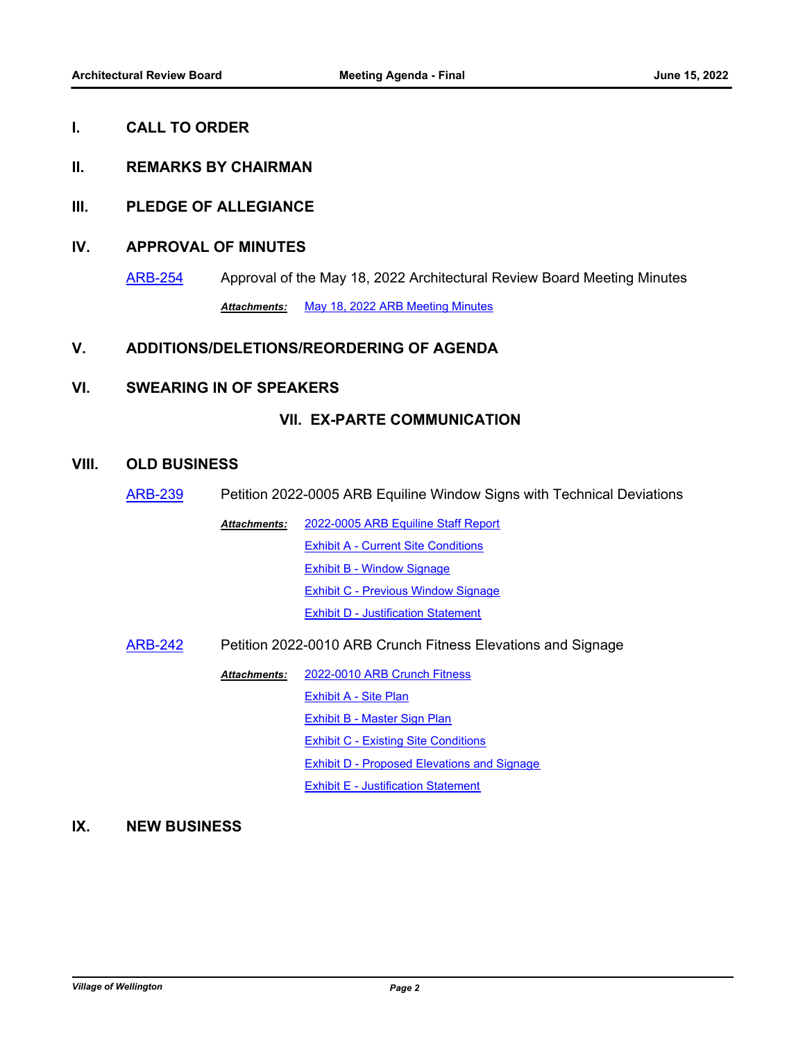## I. CALL TO ORDER

## II. REMARKS BY CHAIRMAN

## III. PLEDGE OF ALLEGIANCE

## IV. APPROVAL OF MINUTES

ARB-254 Approval of the May 18, 2022 Architectural Review Board Meeting Minutes

***Attachments:*** May 18, 2022 ARB Meeting Minutes

## V. ADDITIONS/DELETIONS/REORDERING OF AGENDA

## VI. SWEARING IN OF SPEAKERS

## VII. EX-PARTE COMMUNICATION

## VIII. OLD BUSINESS

ARB-239 Petition 2022-0005 ARB Equiline Window Signs with Technical Deviations

***Attachments:***
- 2022-0005 ARB Equiline Staff Report
- Exhibit A - Current Site Conditions
- Exhibit B - Window Signage
- Exhibit C - Previous Window Signage
- Exhibit D - Justification Statement

ARB-242 Petition 2022-0010 ARB Crunch Fitness Elevations and Signage

***Attachments:***
- 2022-0010 ARB Crunch Fitness
- Exhibit A - Site Plan
- Exhibit B - Master Sign Plan
- Exhibit C - Existing Site Conditions
- Exhibit D - Proposed Elevations and Signage
- Exhibit E - Justification Statement

## IX. NEW BUSINESS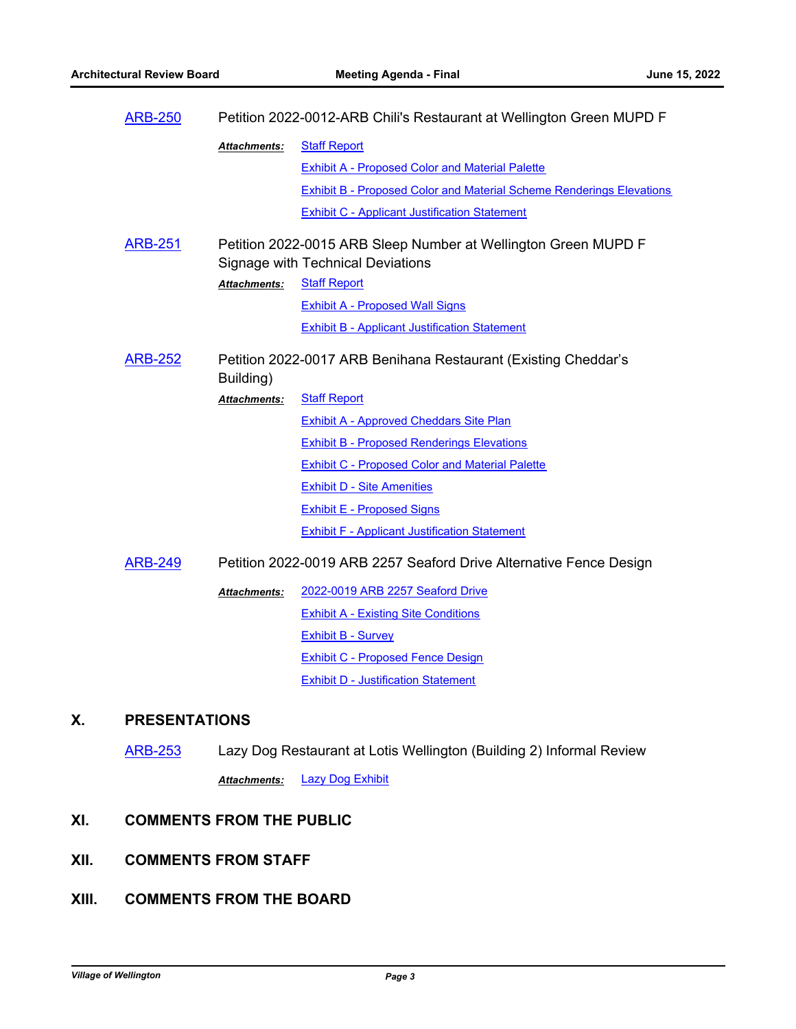ARB-250 Petition 2022-0012-ARB Chili's Restaurant at Wellington Green MUPD F

*Attachments:* Staff Report
Exhibit A - Proposed Color and Material Palette
Exhibit B - Proposed Color and Material Scheme Renderings Elevations
Exhibit C - Applicant Justification Statement

ARB-251 Petition 2022-0015 ARB Sleep Number at Wellington Green MUPD F Signage with Technical Deviations

*Attachments:* Staff Report
Exhibit A - Proposed Wall Signs
Exhibit B - Applicant Justification Statement

ARB-252 Petition 2022-0017 ARB Benihana Restaurant (Existing Cheddar's Building)

*Attachments:* Staff Report
Exhibit A - Approved Cheddars Site Plan
Exhibit B - Proposed Renderings Elevations
Exhibit C - Proposed Color and Material Palette
Exhibit D - Site Amenities
Exhibit E - Proposed Signs
Exhibit F - Applicant Justification Statement

ARB-249 Petition 2022-0019 ARB 2257 Seaford Drive Alternative Fence Design

*Attachments:* 2022-0019 ARB 2257 Seaford Drive
Exhibit A - Existing Site Conditions
Exhibit B - Survey
Exhibit C - Proposed Fence Design
Exhibit D - Justification Statement

## X. PRESENTATIONS

ARB-253 Lazy Dog Restaurant at Lotis Wellington (Building 2) Informal Review

*Attachments:* Lazy Dog Exhibit

## XI. COMMENTS FROM THE PUBLIC

## XII. COMMENTS FROM STAFF

## XIII. COMMENTS FROM THE BOARD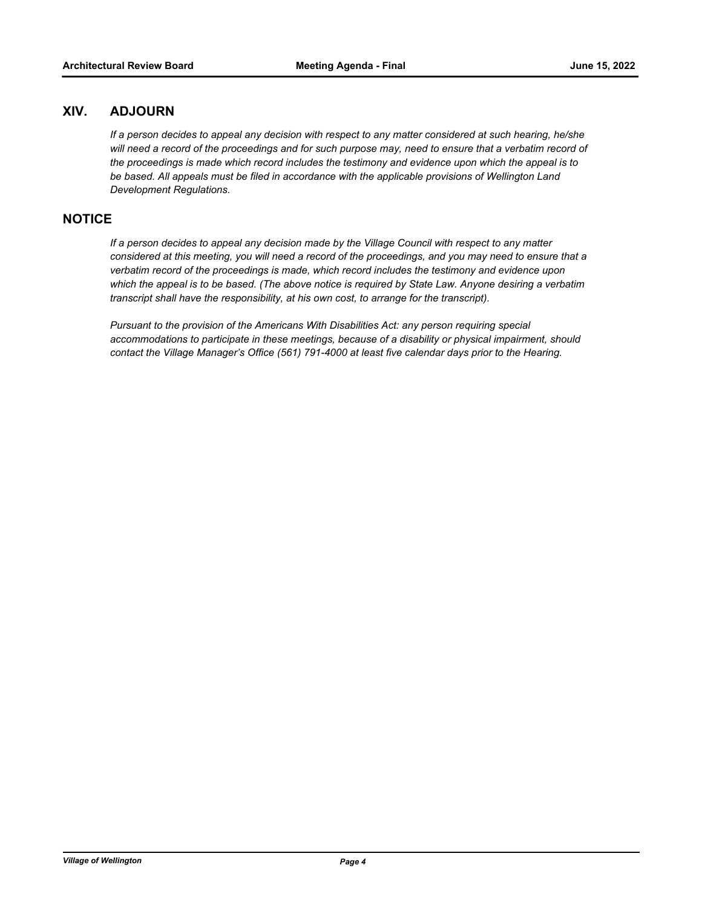## XIV. ADJOURN

*If a person decides to appeal any decision with respect to any matter considered at such hearing, he/she will need a record of the proceedings and for such purpose may, need to ensure that a verbatim record of the proceedings is made which record includes the testimony and evidence upon which the appeal is to be based. All appeals must be filed in accordance with the applicable provisions of Wellington Land Development Regulations.*

## NOTICE

*If a person decides to appeal any decision made by the Village Council with respect to any matter considered at this meeting, you will need a record of the proceedings, and you may need to ensure that a verbatim record of the proceedings is made, which record includes the testimony and evidence upon which the appeal is to be based. (The above notice is required by State Law. Anyone desiring a verbatim transcript shall have the responsibility, at his own cost, to arrange for the transcript).*

*Pursuant to the provision of the Americans With Disabilities Act: any person requiring special accommodations to participate in these meetings, because of a disability or physical impairment, should contact the Village Manager's Office (561) 791-4000 at least five calendar days prior to the Hearing.*